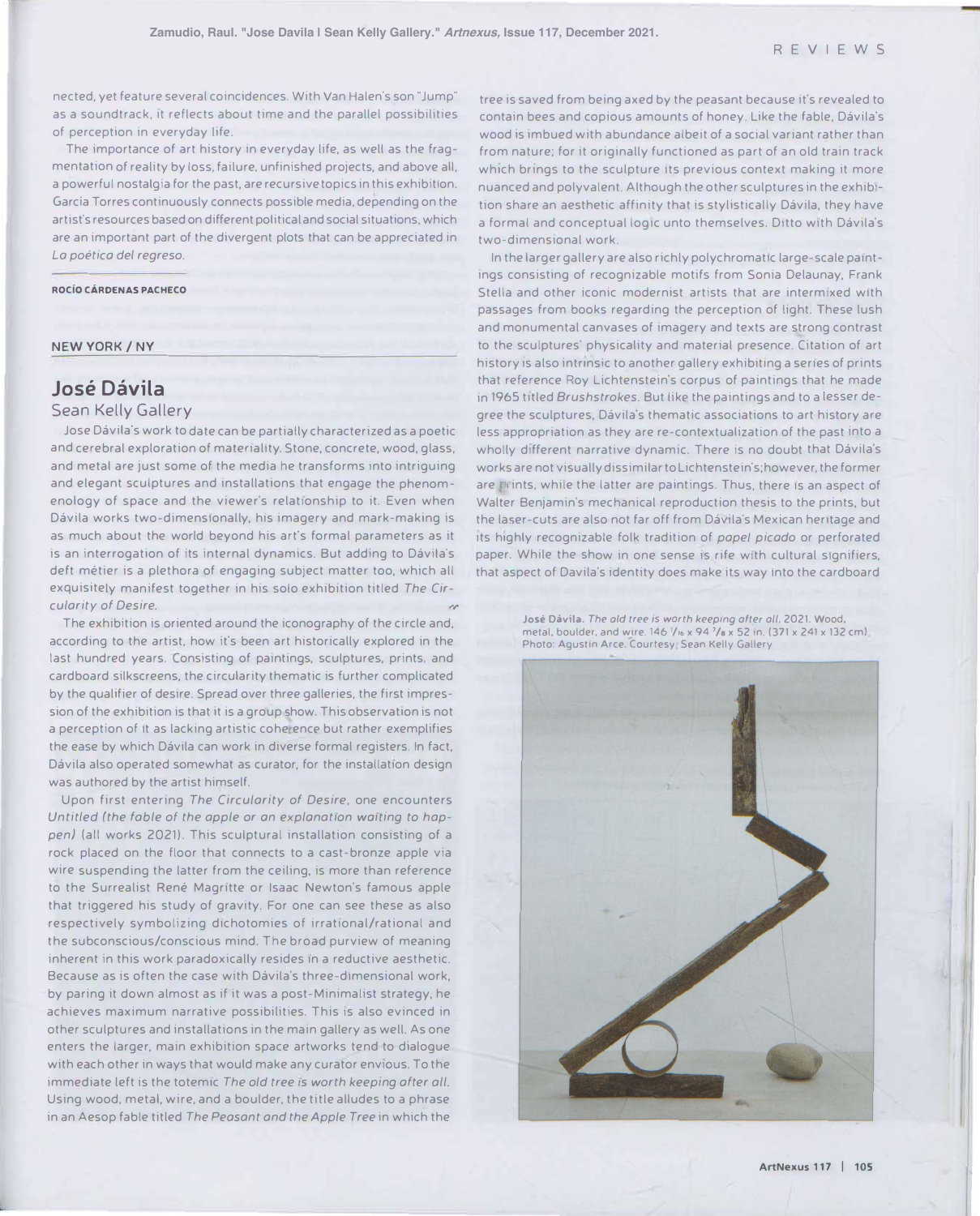Zamudio, Raul. "Jose Davila I Sean Kelly Gallery." *Artnexus*, Issue 117, December 2021.

nected, yet feature several coincidences. With Van Halen's son "Jump" as a soundtrack, it reflects about time and the parallel possibilities of perception in everyday life.

The importance of art history in everyday life, as well as the fragmentation of reality by loss, failure, unfinished projects, and above all, a powerful nostalgia for the past, are recursive topics in this exhibition. Garcia Torres continuously connects possible media, depending on the artist's resources based on different political and social situations, which are an important part of the divergent plots that can be appreciated in *La poética del regreso*.

**ROCÍO CÁRDENAS PACHECO**

NEW YORK / NY

## José Dávila

### Sean Kelly Gallery

Jose Dávila's work to date can be partially characterized as a poetic and cerebral exploration of materiality. Stone, concrete, wood, glass, and metal are just some of the media he transforms into intriguing and elegant sculptures and installations that engage the phenomenology of space and the viewer's relationship to it. Even when Dávila works two-dimensionally, his imagery and mark-making is as much about the world beyond his art's formal parameters as it is an interrogation of its internal dynamics. But adding to Dávila's deft métier is a plethora of engaging subject matter too, which all exquisitely manifest together in his solo exhibition titled *The Circularity of Desire*.

The exhibition is oriented around the iconography of the circle and, according to the artist, how it's been art historically explored in the last hundred years. Consisting of paintings, sculptures, prints, and cardboard silkscreens, the circularity thematic is further complicated by the qualifier of desire. Spread over three galleries, the first impression of the exhibition is that it is a group show. This observation is not a perception of it as lacking artistic coherence but rather exemplifies the ease by which Dávila can work in diverse formal registers. In fact, Dávila also operated somewhat as curator, for the installation design was authored by the artist himself.

Upon first entering *The Circularity of Desire*, one encounters *Untitled (the fable of the apple or an explanation waiting to happen)* (all works 2021). This sculptural installation consisting of a rock placed on the floor that connects to a cast-bronze apple via wire suspending the latter from the ceiling, is more than reference to the Surrealist René Magritte or Isaac Newton's famous apple that triggered his study of gravity. For one can see these as also respectively symbolizing dichotomies of irrational/rational and the subconscious/conscious mind. The broad purview of meaning inherent in this work paradoxically resides in a reductive aesthetic. Because as is often the case with Dávila's three-dimensional work, by paring it down almost as if it was a post-Minimalist strategy, he achieves maximum narrative possibilities. This is also evinced in other sculptures and installations in the main gallery as well. As one enters the larger, main exhibition space artworks tend to dialogue with each other in ways that would make any curator envious. To the immediate left is the totemic *The old tree is worth keeping after all*. Using wood, metal, wire, and a boulder, the title alludes to a phrase in an Aesop fable titled *The Peasant and the Apple Tree* in which the tree is saved from being axed by the peasant because it's revealed to contain bees and copious amounts of honey. Like the fable, Dávila's wood is imbued with abundance albeit of a social variant rather than from nature; for it originally functioned as part of an old train track which brings to the sculpture its previous context making it more nuanced and polyvalent. Although the other sculptures in the exhibition share an aesthetic affinity that is stylistically Dávila, they have a formal and conceptual logic unto themselves. Ditto with Dávila's two-dimensional work.

In the larger gallery are also richly polychromatic large-scale paintings consisting of recognizable motifs from Sonia Delaunay, Frank Stella and other iconic modernist artists that are intermixed with passages from books regarding the perception of light. These lush and monumental canvases of imagery and texts are strong contrast to the sculptures' physicality and material presence. Citation of art history is also intrinsic to another gallery exhibiting a series of prints that reference Roy Lichtenstein's corpus of paintings that he made in 1965 titled *Brushstrokes*. But like the paintings and to a lesser degree the sculptures, Dávila's thematic associations to art history are less appropriation as they are re-contextualization of the past into a wholly different narrative dynamic. There is no doubt that Dávila's works are not visually dissimilar to Lichtenstein's; however, the former are prints, while the latter are paintings. Thus, there is an aspect of Walter Benjamin's mechanical reproduction thesis to the prints, but the laser-cuts are also not far off from Dávila's Mexican heritage and its highly recognizable folk tradition of *papel picado* or perforated paper. While the show in one sense is rife with cultural signifiers, that aspect of Davila's identity does make its way into the cardboard

José Dávila. *The old tree is worth keeping after all*. 2021. Wood, metal, boulder, and wire. 146 1/16 x 94 7/8 x 52 in. (371 x 241 x 132 cm). Photo: Agustín Arce. Courtesy: Sean Kelly Gallery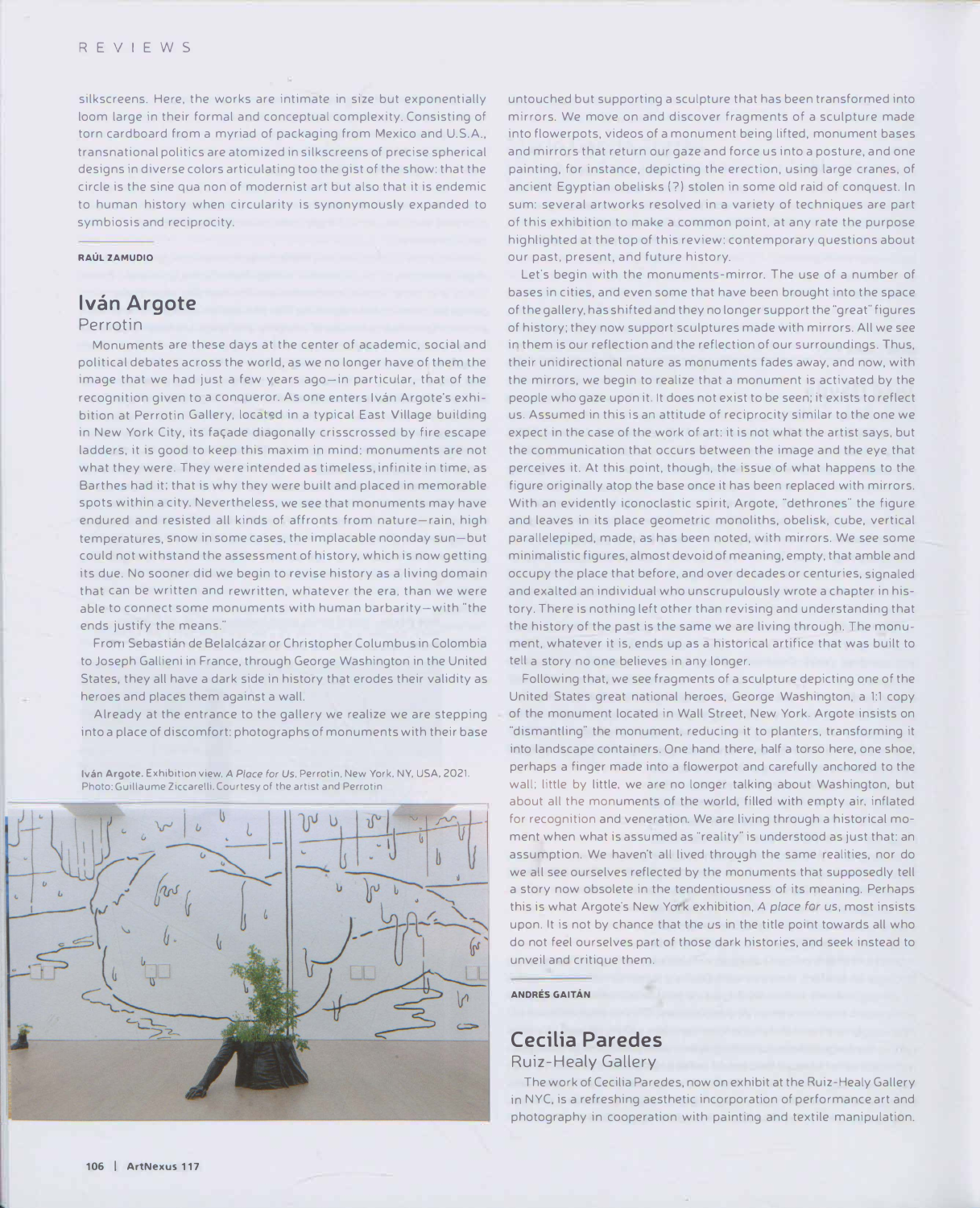silkscreens. Here, the works are intimate in size but exponentially loom large in their formal and conceptual complexity. Consisting of torn cardboard from a myriad of packaging from Mexico and U.S.A., transnational politics are atomized in silkscreens of precise spherical designs in diverse colors articulating too the gist of the show: that the circle is the sine qua non of modernist art but also that it is endemic to human history when circularity is synonymously expanded to symbiosis and reciprocity.

**RAÚL ZAMUDIO**

## Iván Argote
### Perrotin

Monuments are these days at the center of academic, social and political debates across the world, as we no longer have of them the image that we had just a few years ago—in particular, that of the recognition given to a conqueror. As one enters Iván Argote's exhibition at Perrotin Gallery, located in a typical East Village building in New York City, its façade diagonally crisscrossed by fire escape ladders, it is good to keep this maxim in mind: monuments are not what they were. They were intended as timeless, infinite in time, as Barthes had it: that is why they were built and placed in memorable spots within a city. Nevertheless, we see that monuments may have endured and resisted all kinds of affronts from nature—rain, high temperatures, snow in some cases, the implacable noonday sun—but could not withstand the assessment of history, which is now getting its due. No sooner did we begin to revise history as a living domain that can be written and rewritten, whatever the era, than we were able to connect some monuments with human barbarity—with "the ends justify the means."

From Sebastián de Belalcázar or Christopher Columbus in Colombia to Joseph Gallieni in France, through George Washington in the United States, they all have a dark side in history that erodes their validity as heroes and places them against a wall.

Already at the entrance to the gallery we realize we are stepping into a place of discomfort: photographs of monuments with their base untouched but supporting a sculpture that has been transformed into mirrors. We move on and discover fragments of a sculpture made into flowerpots, videos of a monument being lifted, monument bases and mirrors that return our gaze and force us into a posture, and one painting, for instance, depicting the erection, using large cranes, of ancient Egyptian obelisks (?) stolen in some old raid of conquest. In sum: several artworks resolved in a variety of techniques are part of this exhibition to make a common point, at any rate the purpose highlighted at the top of this review: contemporary questions about our past, present, and future history.

**Iván Argote.** Exhibition view, *A Place for Us*. Perrotin, New York, NY, USA, 2021. Photo: Guillaume Ziccarelli. Courtesy of the artist and Perrotin

Let's begin with the monuments-mirror. The use of a number of bases in cities, and even some that have been brought into the space of the gallery, has shifted and they no longer support the "great" figures of history; they now support sculptures made with mirrors. All we see in them is our reflection and the reflection of our surroundings. Thus, their unidirectional nature as monuments fades away, and now, with the mirrors, we begin to realize that a monument is activated by the people who gaze upon it. It does not exist to be seen; it exists to reflect us. Assumed in this is an attitude of reciprocity similar to the one we expect in the case of the work of art: it is not what the artist says, but the communication that occurs between the image and the eye that perceives it. At this point, though, the issue of what happens to the figure originally atop the base once it has been replaced with mirrors. With an evidently iconoclastic spirit, Argote, "dethrones" the figure and leaves in its place geometric monoliths, obelisk, cube, vertical parallelepiped, made, as has been noted, with mirrors. We see some minimalistic figures, almost devoid of meaning, empty, that amble and occupy the place that before, and over decades or centuries, signaled and exalted an individual who unscrupulously wrote a chapter in history. There is nothing left other than revising and understanding that the history of the past is the same we are living through. The monument, whatever it is, ends up as a historical artifice that was built to tell a story no one believes in any longer.

Following that, we see fragments of a sculpture depicting one of the United States great national heroes, George Washington, a 1:1 copy of the monument located in Wall Street, New York. Argote insists on "dismantling" the monument, reducing it to planters, transforming it into landscape containers. One hand there, half a torso here, one shoe, perhaps a finger made into a flowerpot and carefully anchored to the wall; little by little, we are no longer talking about Washington, but about all the monuments of the world, filled with empty air, inflated for recognition and veneration. We are living through a historical moment when what is assumed as "reality" is understood as just that: an assumption. We haven't all lived through the same realities, nor do we all see ourselves reflected by the monuments that supposedly tell a story now obsolete in the tendentiousness of its meaning. Perhaps this is what Argote's New York exhibition, *A place for us*, most insists upon. It is not by chance that the *us* in the title point towards all who do not feel ourselves part of those dark histories, and seek instead to unveil and critique them.

**ANDRÉS GAITÁN**

## Cecilia Paredes
### Ruiz-Healy Gallery

The work of Cecilia Paredes, now on exhibit at the Ruiz-Healy Gallery in NYC, is a refreshing aesthetic incorporation of performance art and photography in cooperation with painting and textile manipulation.